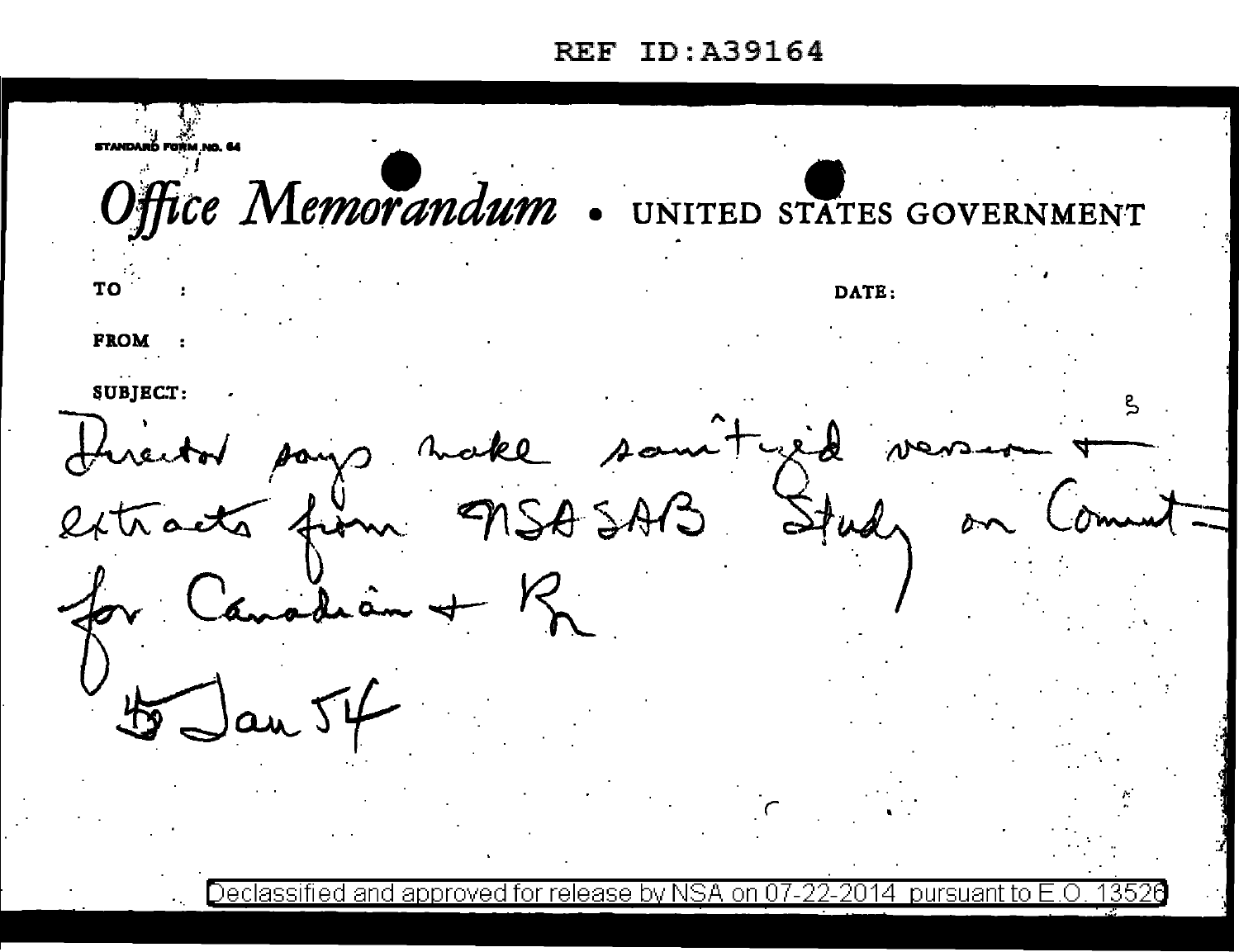REF ID:A39164

STANDARD FORM NO. 64

*Office Memorandum* • UNITED STATES GOVERNMENT

TO :

DATE:

FROM :

SUBJECT:

Director says make sanitized version & extracts from NSASAB Study on Comint for Canadian + Br

5 Jan 54

Declassified and approved for release by NSA on 07-22-2014 pursuant to E.O. 13526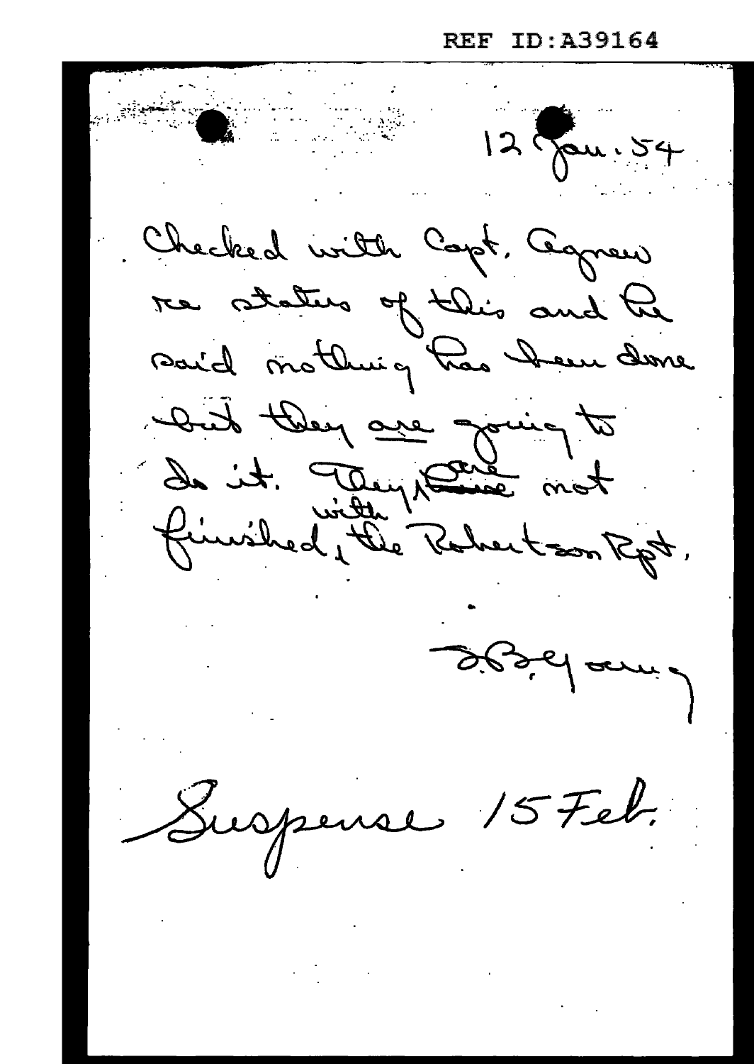12 Jan. 54

Checked with Capt. Agnew re status of this and he said nothing has been done but they are going to do it. They are not finished with the Robertson Rpt.

S.B. Young

Suspense 15 Feb.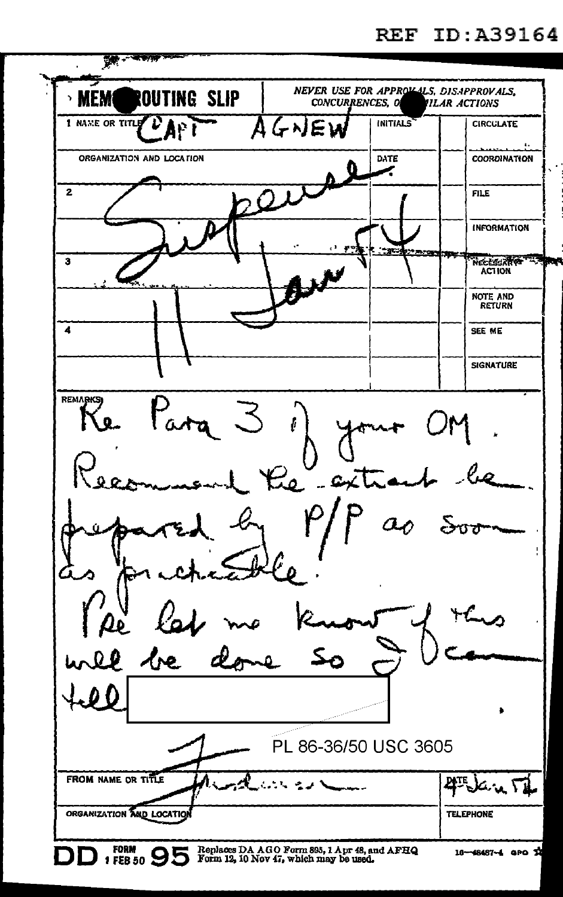REF ID:A39164

**MEMO ROUTING SLIP** — NEVER USE FOR APPROVALS, DISAPPROVALS, CONCURRENCES, OR SIMILAR ACTIONS

| | | INITIALS | | CIRCULATE |
|---|---|---|---|---|
| 1 NAME OR TITLE | CAPT AGNEW | | | |
| ORGANIZATION AND LOCATION | | DATE | | COORDINATION |
| 2 | | | | FILE |
| | | | | INFORMATION |
| 3 | | | | NECESSARY ACTION |
| | | | | NOTE AND RETURN |
| 4 | | | | SEE ME |
| | | | | SIGNATURE |

Suspense 11 Jan 54

REMARKS

Re Para 3 of your OM.

Recommend the extract be prepared by P/P as soon as practicable.

Pse let me know if this will be done so I can tell [redacted]

PL 86-36/50 USC 3605

| FROM NAME OR TITLE | | DATE |
|---|---|---|
| | [signature] | 4 Jan 54 |
| ORGANIZATION AND LOCATION | | TELEPHONE |
| | | |

DD FORM 1 FEB 50 95 Replaces DA AGO Form 895, 1 Apr 48, and AFHQ Form 12, 10 Nov 47, which may be used.

16—48487-4 GPO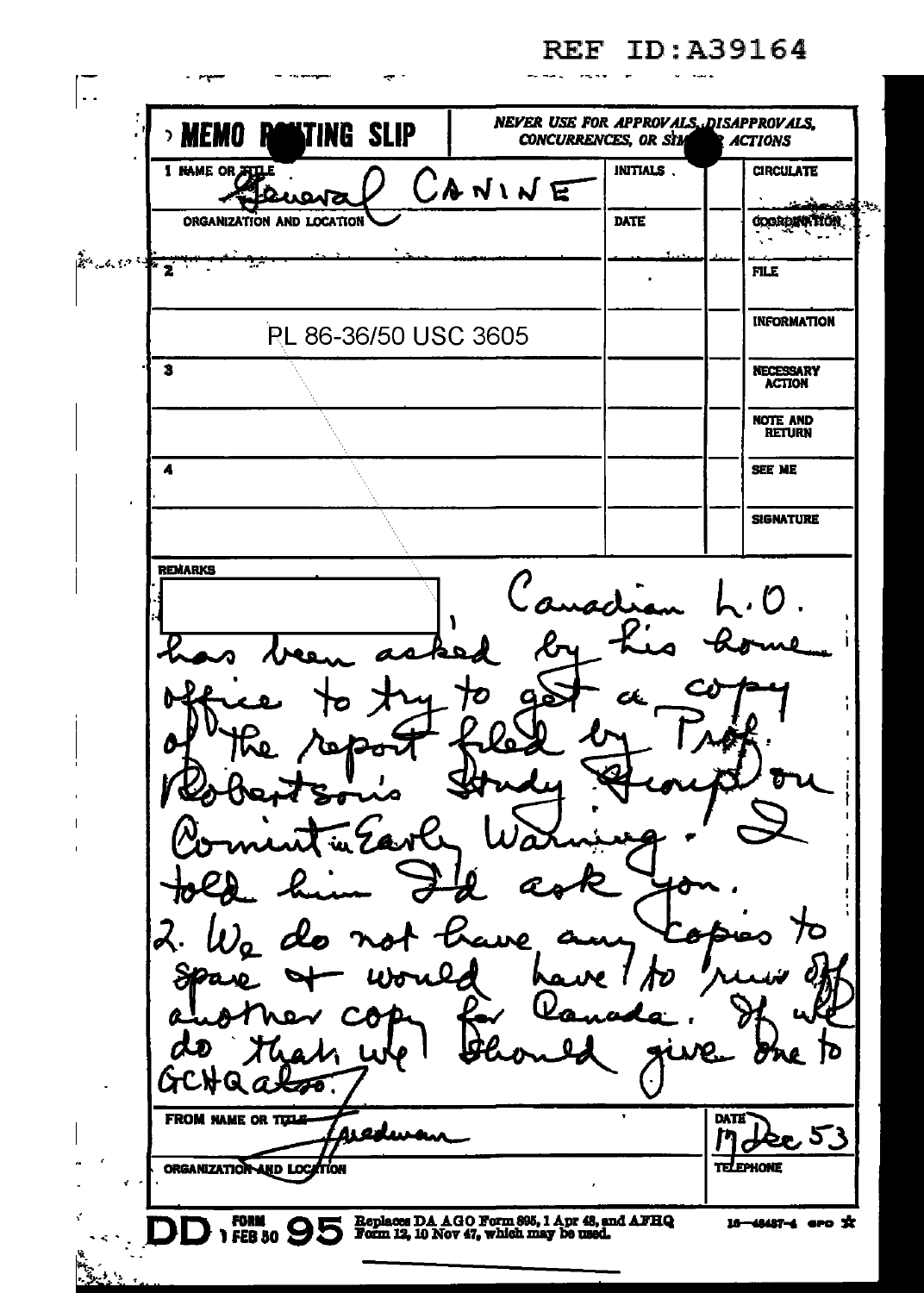REF ID:A39164

**MEMO ROUTING SLIP**

NEVER USE FOR APPROVALS, DISAPPROVALS, CONCURRENCES, OR SIMILAR ACTIONS

| | INITIALS | | |
|---|---|---|---|
| 1 NAME OR TITLE: General CANINE | | | CIRCULATE |
| ORGANIZATION AND LOCATION | DATE | | COORDINATION |
| 2 | | | FILE |
| PL 86-36/50 USC 3605 | | | INFORMATION |
| 3 | | | NECESSARY ACTION |
| | | | NOTE AND RETURN |
| 4 | | | SEE ME |
| | | | SIGNATURE |

REMARKS

[REDACTED], Canadian L.O. has been asked by his home office to try to get a copy of the report filed by Prof. Robertson's Study Group on Comint in Early Warning. I told him I'd ask you.

2. We do not have any copies to spare & would have to run off another copy for Canada. If we do that, we should give one to GCHQ also.

FROM NAME OR TITLE: Friedman

DATE: 17 Dec 53

ORGANIZATION AND LOCATION

TELEPHONE

DD FORM 95, 1 FEB 50 — Replaces DA AGO Form 895, 1 Apr 48, and AFHQ Form 12, 10 Nov 47, which may be used.

16—48487-4 GPO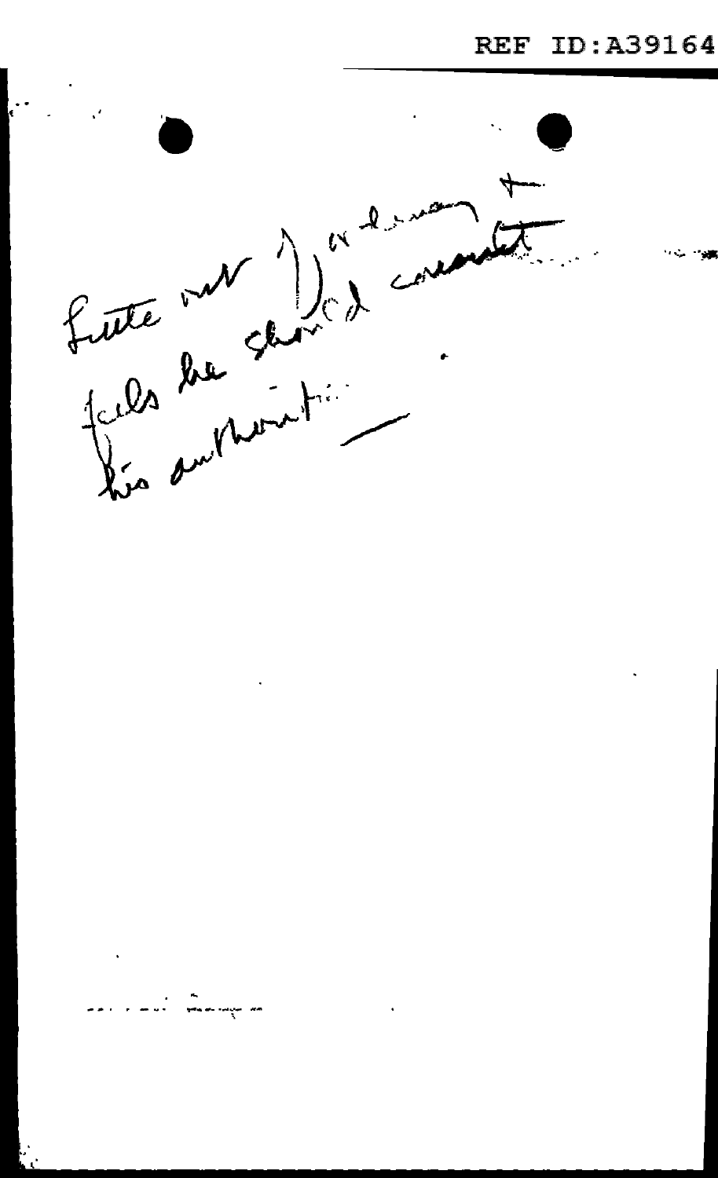Little new ) Arlington +
feels he should cement
his authority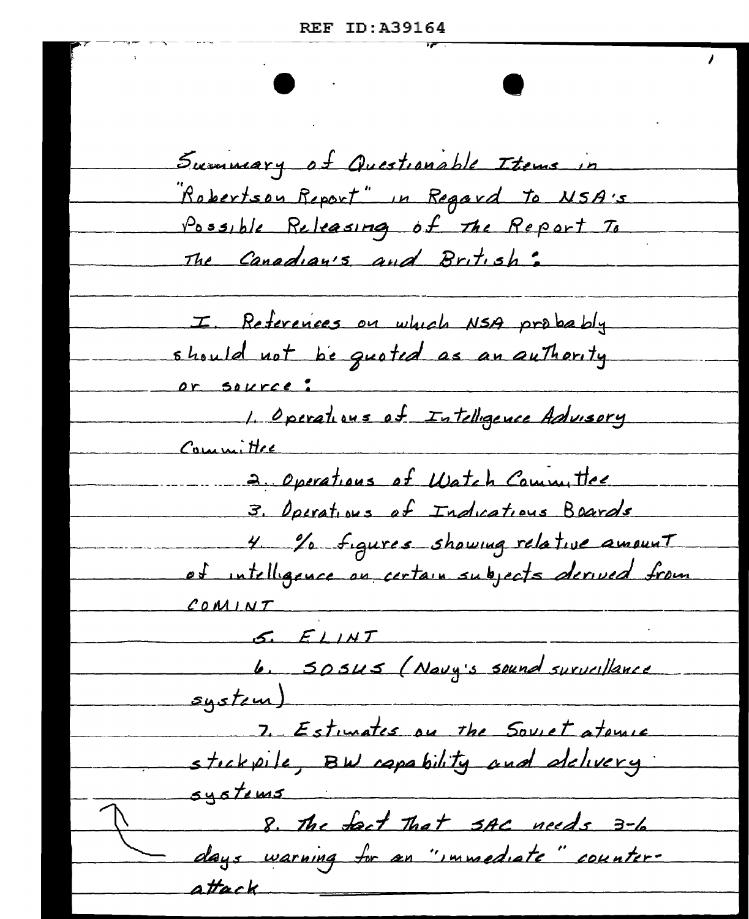Summary of Questionable Items in "Robertson Report" in Regard to NSA's Possible Releasing of the Report to the Canadian's and British:

I. References on which NSA probably should not be quoted as an authority or source:

1. Operations of Intelligence Advisory Committee
2. Operations of Watch Committee
3. Operations of Indications Boards
4. % figures showing relative amount of intelligence on certain subjects derived from COMINT
5. ELINT
6. SOSUS (Navy's sound surveillance system)
7. Estimates on the Soviet atomic stockpile, BW capability and delivery systems
8. The fact that SAC needs 3-6 days warning for an "immediate" counter-attack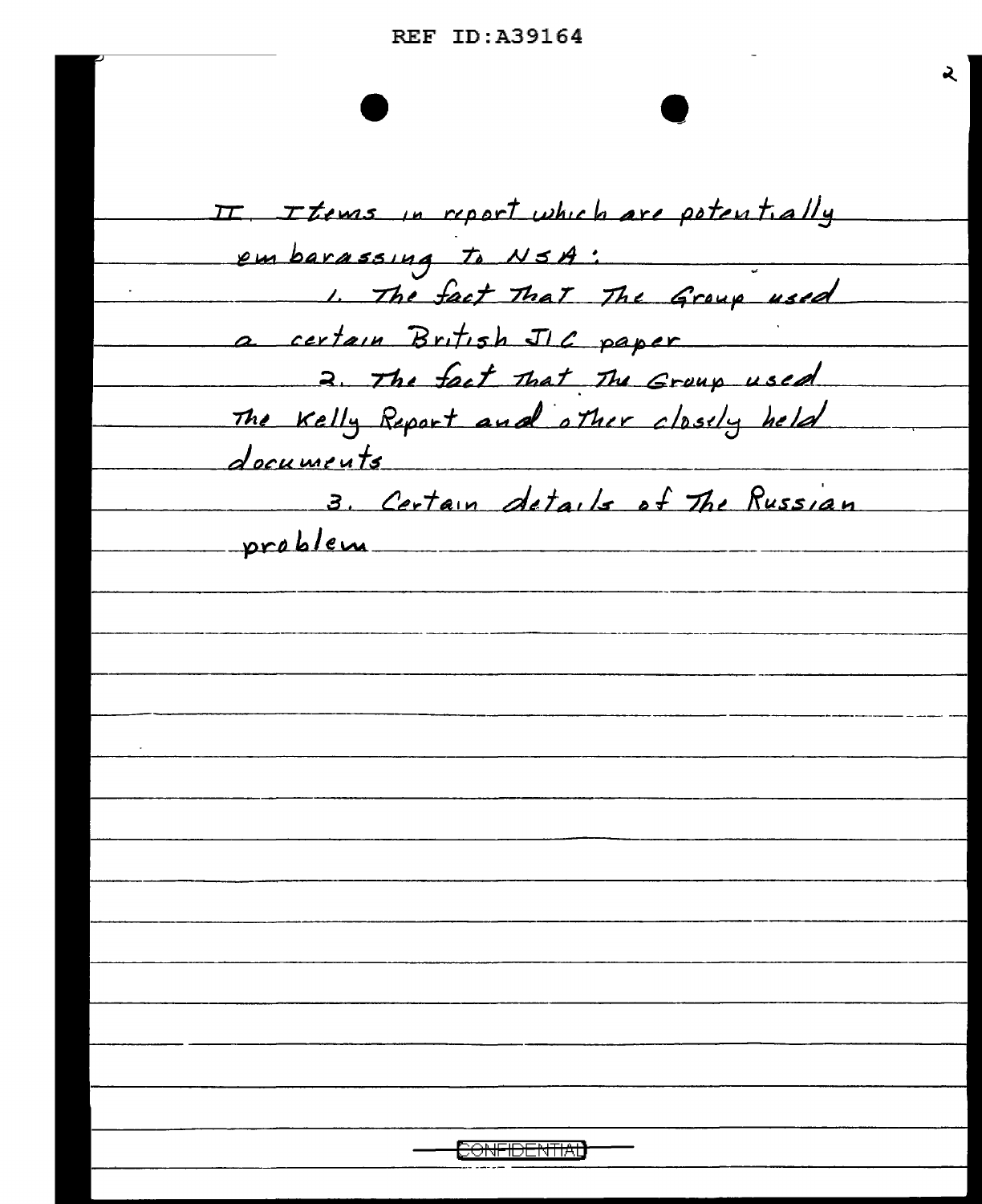II. Items in report which are potentially embarassing to NSA:

1. The fact that the Group used a certain British JIC paper

2. The fact that the Group used the Kelly Report and other closely held documents

3. Certain details of the Russian problem

CONFIDENTIAL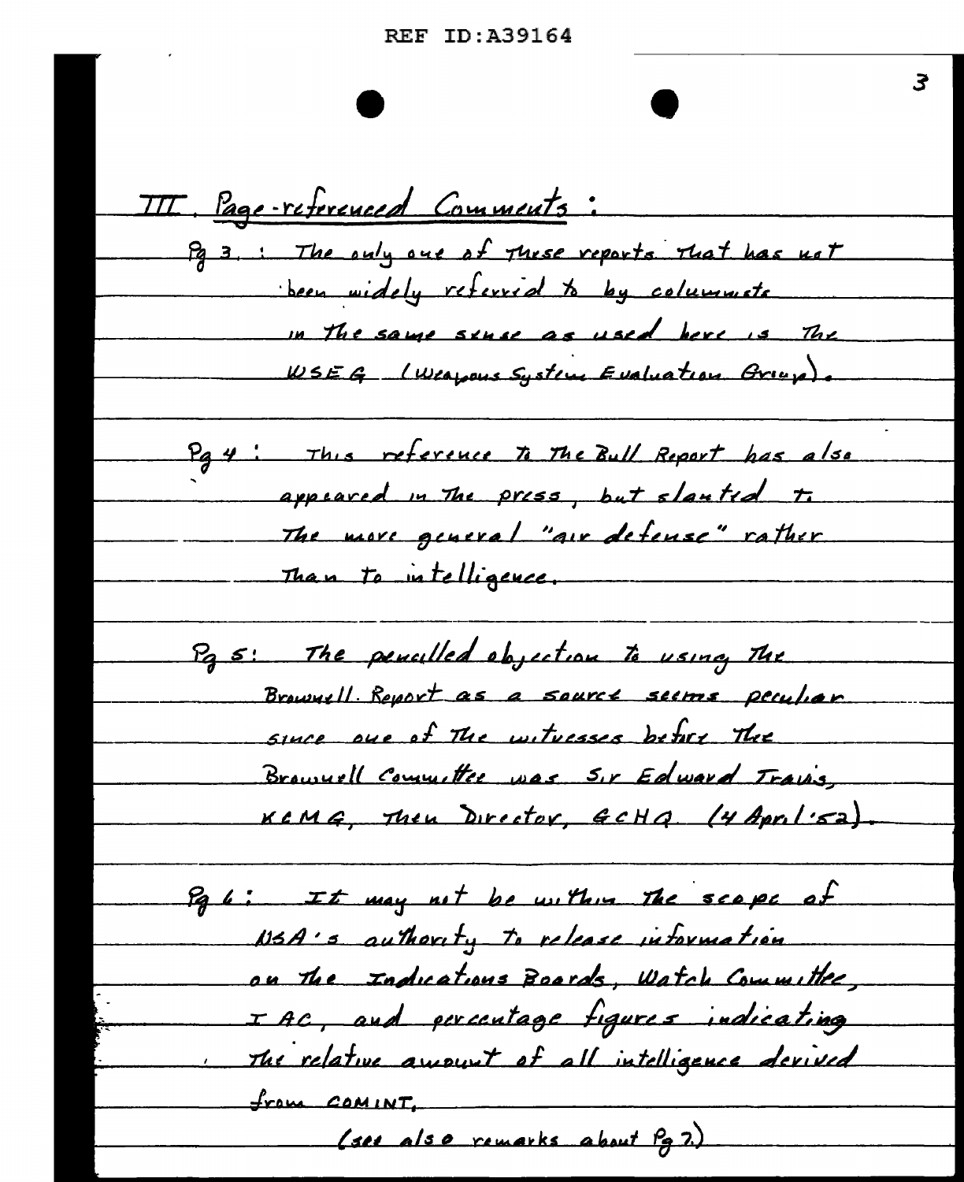## III. Page-referenced Comments:

Pg 3: The only one of these reports that has not been widely referred to by columnists in the same sense as used here is the WSEG (Weapons System Evaluation Group).

Pg 4: This reference to the Bull Report has also appeared in the press, but slanted to the more general "air defense" rather than to intelligence.

Pg 5: The pencilled objection to using the Brownell Report as a source seems peculiar since one of the witnesses before the Brownell Committee was Sir Edward Travis, KCMG, then Director, GCHQ (4 April '52).

Pg 6: It may not be within the scope of NSA's authority to release information on the Indications Boards, Watch Committee, IAC, and percentage figures indicating the relative amount of all intelligence derived from COMINT.

(see also remarks about Pg 7.)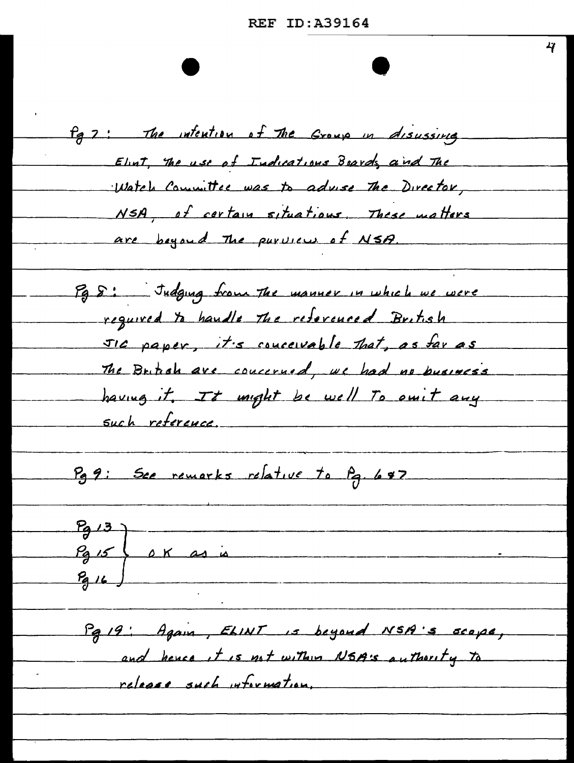Pg 7: The intention of the Group in disussing Elint, the use of Indications Boards and the Watch Committee was to advise the Director, NSA, of certain situations. These matters are beyond the purview of NSA.

Pg 8: Judging from the manner in which we were required to handle the referenced British JIC paper, it's conceivable that, as far as the British are concerned, we had no business having it. It might be well to omit any such reference.

Pg 9: See remarks relative to Pg. 6 & 7

Pg 13 }
Pg 15 } OK as is
Pg 16 }

Pg 19: Again, ELINT is beyond NSA's scope, and hence it is not within NSA's authority to release such information.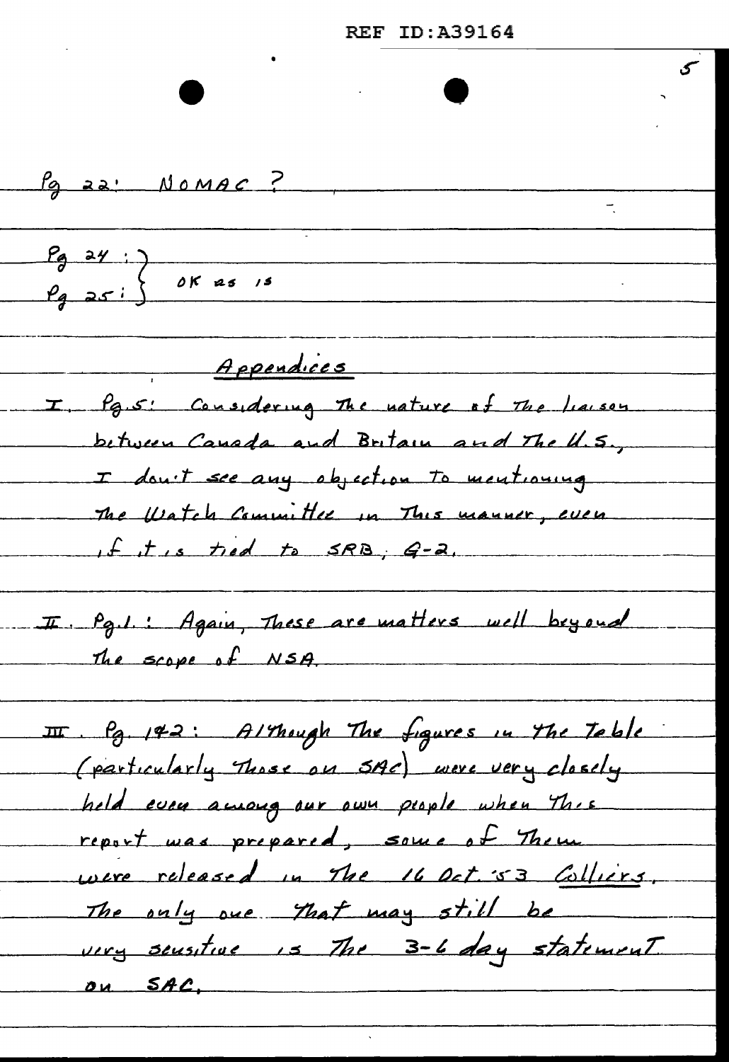Pg 22: NOMAC ?

Pg 24: }
Pg 25: } OK as is

## Appendices

I. Pg. 5: Considering the nature of the liaison between Canada and Britain and the U.S., I don't see any objection to mentioning the Watch Committee in this manner, even if it is tied to SRB, G-2.

II. Pg. 1: Again, these are matters well beyond the scope of NSA.

III. Pg. 142: Although the figures in the table (particularly those on SAC) were very closely held even among our own people when this report was prepared, some of them were released in the 16 Oct. '53 *Colliers*. The only one that may still be very sensitive is the 3-6 day statement on SAC.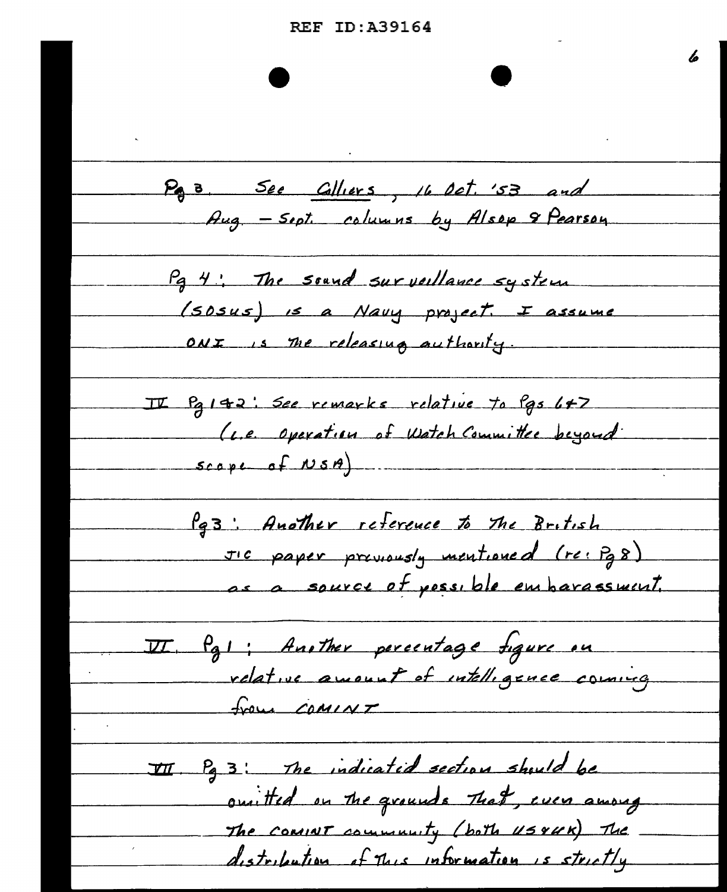Pg 3. See Colliers, 16 Oct. '53 and Aug. – Sept. columns by Alsop & Pearson

Pg 4: The sound surveillance system (SOSUS) is a Navy project. I assume ONI is the releasing authority.

IV Pg 1 & 2: See remarks relative to Pgs 6 & 7 (i.e. operation of Watch Committee beyond scope of NSA)

Pg 3: Another reference to the British JIC paper previously mentioned (re: Pg 8) as a source of possible embarassment.

VI. Pg 1: Another percentage figure on relative amount of intelligence coming from COMINT

VII. Pg 3: The indicated section should be omitted on the grounds that, even among the COMINT community (both US & UK) the distribution of this information is strictly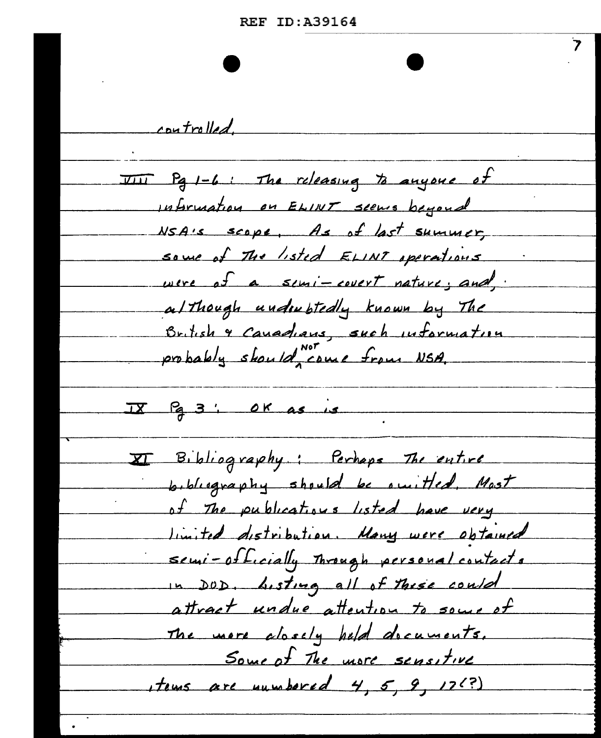controlled.

VIII Pg 1-6: The releasing to anyone of information on ELINT seems beyond NSA's scope. As of last summer, some of the listed ELINT operations were of a semi-covert nature; and, although undoubtedly known by the British & Canadians, such information probably should NOT come from NSA.

IX Pg 3: OK as is.

XI Bibliography: Perhaps the entire bibliography should be omitted. Most of the publications listed have very limited distribution. Many were obtained semi-officially through personal contacts in DOD. Listing all of these could attract undue attention to some of the more closely held documents.

Some of the more sensitive items are numbered 4, 5, 9, 17(?)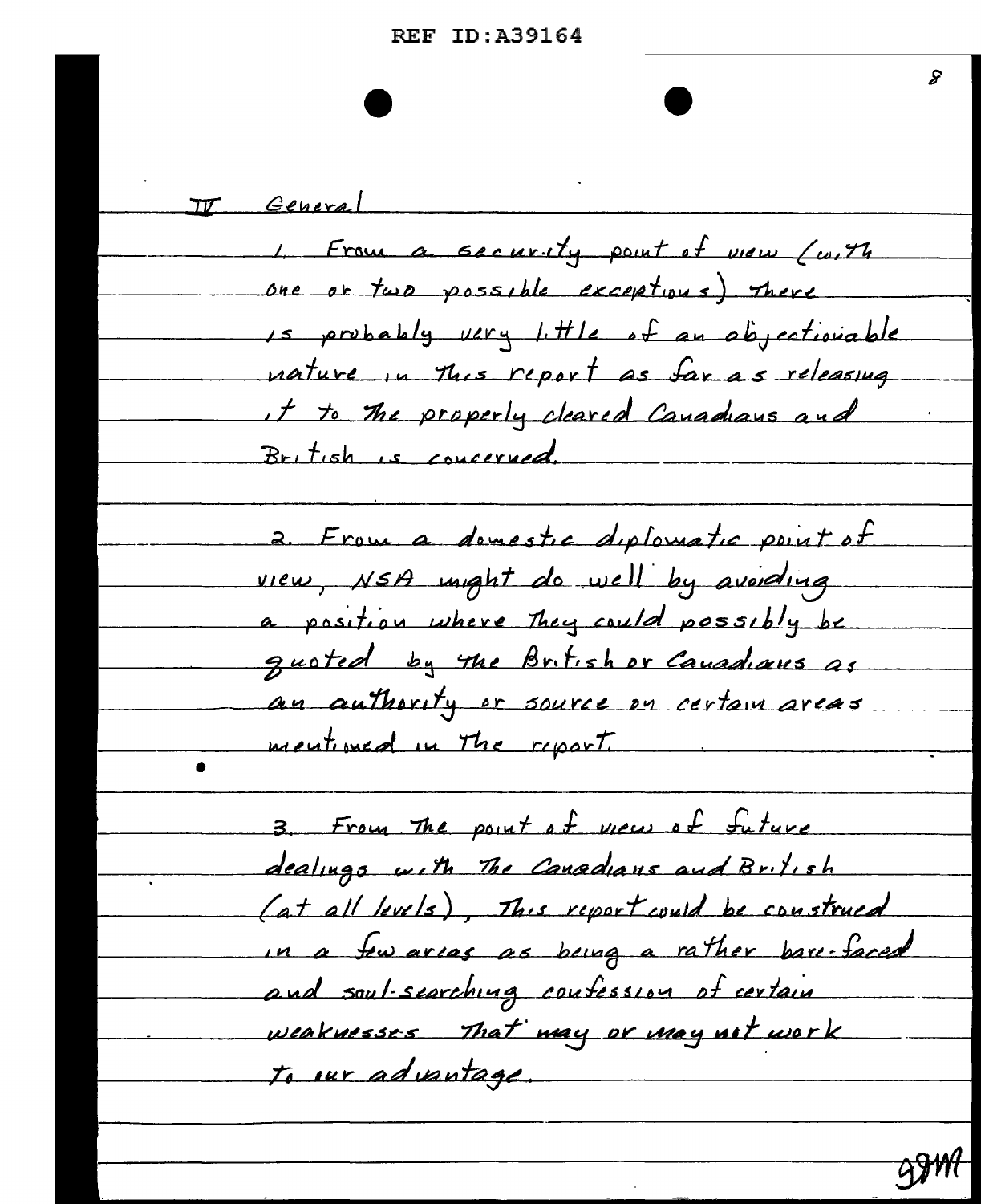IV General

1. From a security point of view (with one or two possible exceptions) there is probably very little of an objectionable nature in this report as far as releasing it to the properly cleared Canadians and British is concerned.

2. From a domestic diplomatic point of view, NSA might do well by avoiding a position where they could possibly be quoted by the British or Canadians as an authority or source on certain areas mentioned in the report.

3. From the point of view of future dealings with the Canadians and British (at all levels), this report could be construed in a few areas as being a rather bare-faced and soul-searching confession of certain weaknesses that may or may not work to our advantage.

gjm